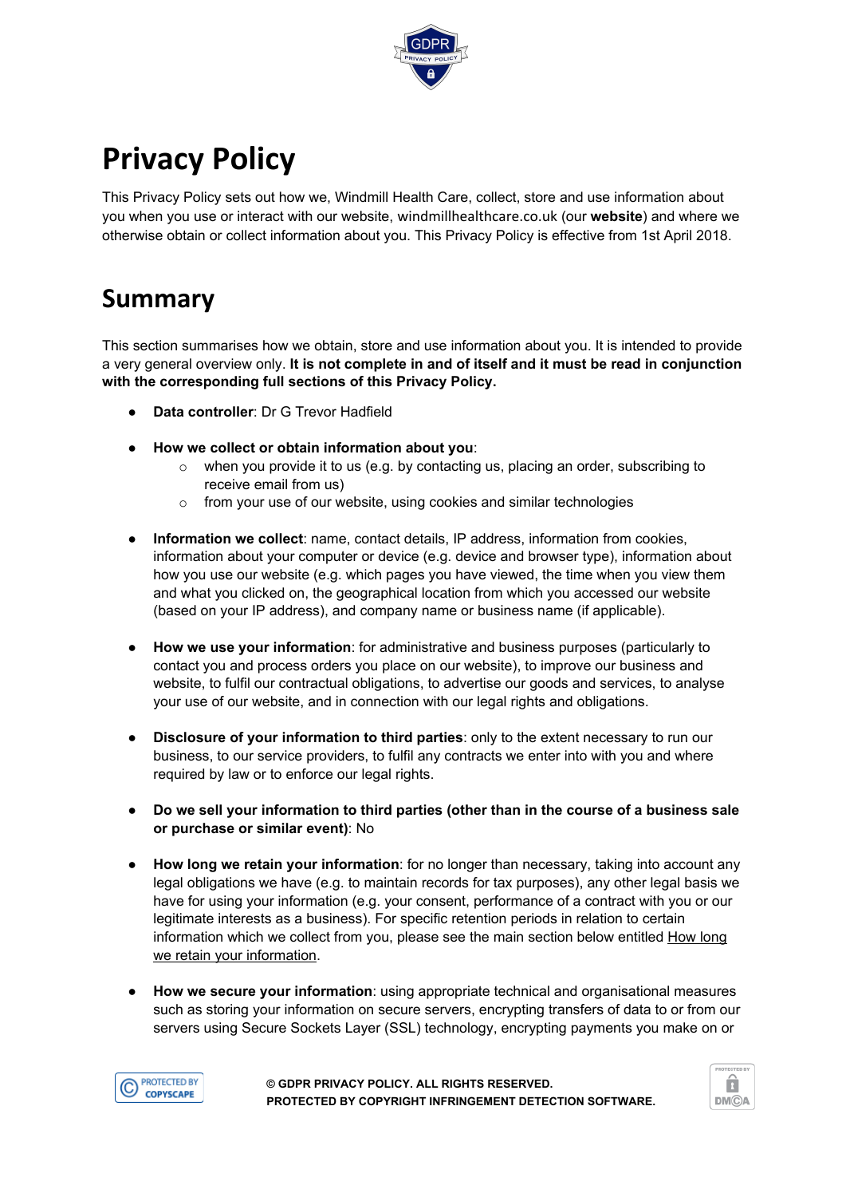# Privacy Policy

This Privacy Policy sets out how we, Windmill Health Care, collect, store and use information about you when you use or interact with our website, windmillhealthcare.co.uk (our **website**) and where we otherwise obtain or collect information about you. This Privacy Policy is effective from 1st April 2018.

## Summary

This section summarises how we obtain, store and use information about you. It is intended to provide a very general overview only. **It is not complete in and of itself and it must be read in conjunction with the corresponding full sections of this Privacy Policy.**

- **Data controller**: Dr G Trevor Hadfield
- **How we collect or obtain information about you**:
  - when you provide it to us (e.g. by contacting us, placing an order, subscribing to receive email from us)
  - from your use of our website, using cookies and similar technologies
- **Information we collect**: name, contact details, IP address, information from cookies, information about your computer or device (e.g. device and browser type), information about how you use our website (e.g. which pages you have viewed, the time when you view them and what you clicked on, the geographical location from which you accessed our website (based on your IP address), and company name or business name (if applicable).
- **How we use your information**: for administrative and business purposes (particularly to contact you and process orders you place on our website), to improve our business and website, to fulfil our contractual obligations, to advertise our goods and services, to analyse your use of our website, and in connection with our legal rights and obligations.
- **Disclosure of your information to third parties**: only to the extent necessary to run our business, to our service providers, to fulfil any contracts we enter into with you and where required by law or to enforce our legal rights.
- **Do we sell your information to third parties (other than in the course of a business sale or purchase or similar event)**: No
- **How long we retain your information**: for no longer than necessary, taking into account any legal obligations we have (e.g. to maintain records for tax purposes), any other legal basis we have for using your information (e.g. your consent, performance of a contract with you or our legitimate interests as a business). For specific retention periods in relation to certain information which we collect from you, please see the main section below entitled How long we retain your information.
- **How we secure your information**: using appropriate technical and organisational measures such as storing your information on secure servers, encrypting transfers of data to or from our servers using Secure Sockets Layer (SSL) technology, encrypting payments you make on or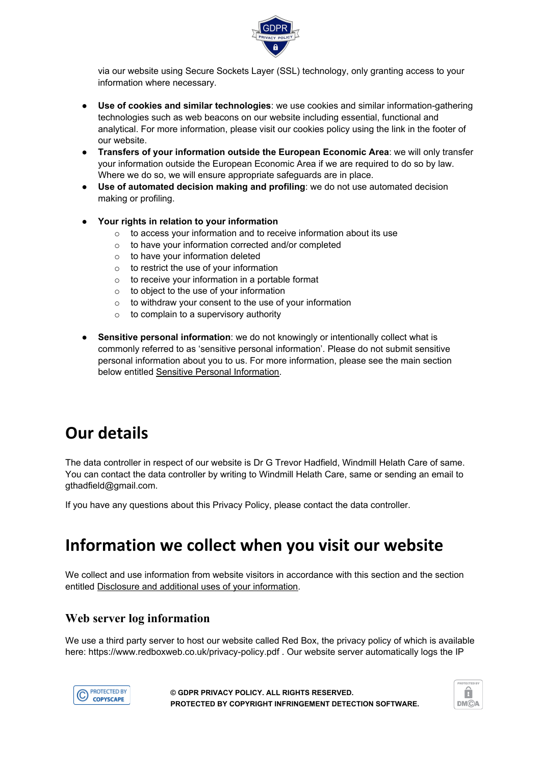via our website using Secure Sockets Layer (SSL) technology, only granting access to your information where necessary.

- **Use of cookies and similar technologies**: we use cookies and similar information-gathering technologies such as web beacons on our website including essential, functional and analytical. For more information, please visit our cookies policy using the link in the footer of our website.
- **Transfers of your information outside the European Economic Area**: we will only transfer your information outside the European Economic Area if we are required to do so by law. Where we do so, we will ensure appropriate safeguards are in place.
- **Use of automated decision making and profiling**: we do not use automated decision making or profiling.

- **Your rights in relation to your information**
  - to access your information and to receive information about its use
  - to have your information corrected and/or completed
  - to have your information deleted
  - to restrict the use of your information
  - to receive your information in a portable format
  - to object to the use of your information
  - to withdraw your consent to the use of your information
  - to complain to a supervisory authority

- **Sensitive personal information**: we do not knowingly or intentionally collect what is commonly referred to as 'sensitive personal information'. Please do not submit sensitive personal information about you to us. For more information, please see the main section below entitled Sensitive Personal Information.

# Our details

The data controller in respect of our website is Dr G Trevor Hadfield, Windmill Helath Care of same. You can contact the data controller by writing to Windmill Helath Care, same or sending an email to gthadfield@gmail.com.

If you have any questions about this Privacy Policy, please contact the data controller.

# Information we collect when you visit our website

We collect and use information from website visitors in accordance with this section and the section entitled Disclosure and additional uses of your information.

## Web server log information

We use a third party server to host our website called Red Box, the privacy policy of which is available here: https://www.redboxweb.co.uk/privacy-policy.pdf . Our website server automatically logs the IP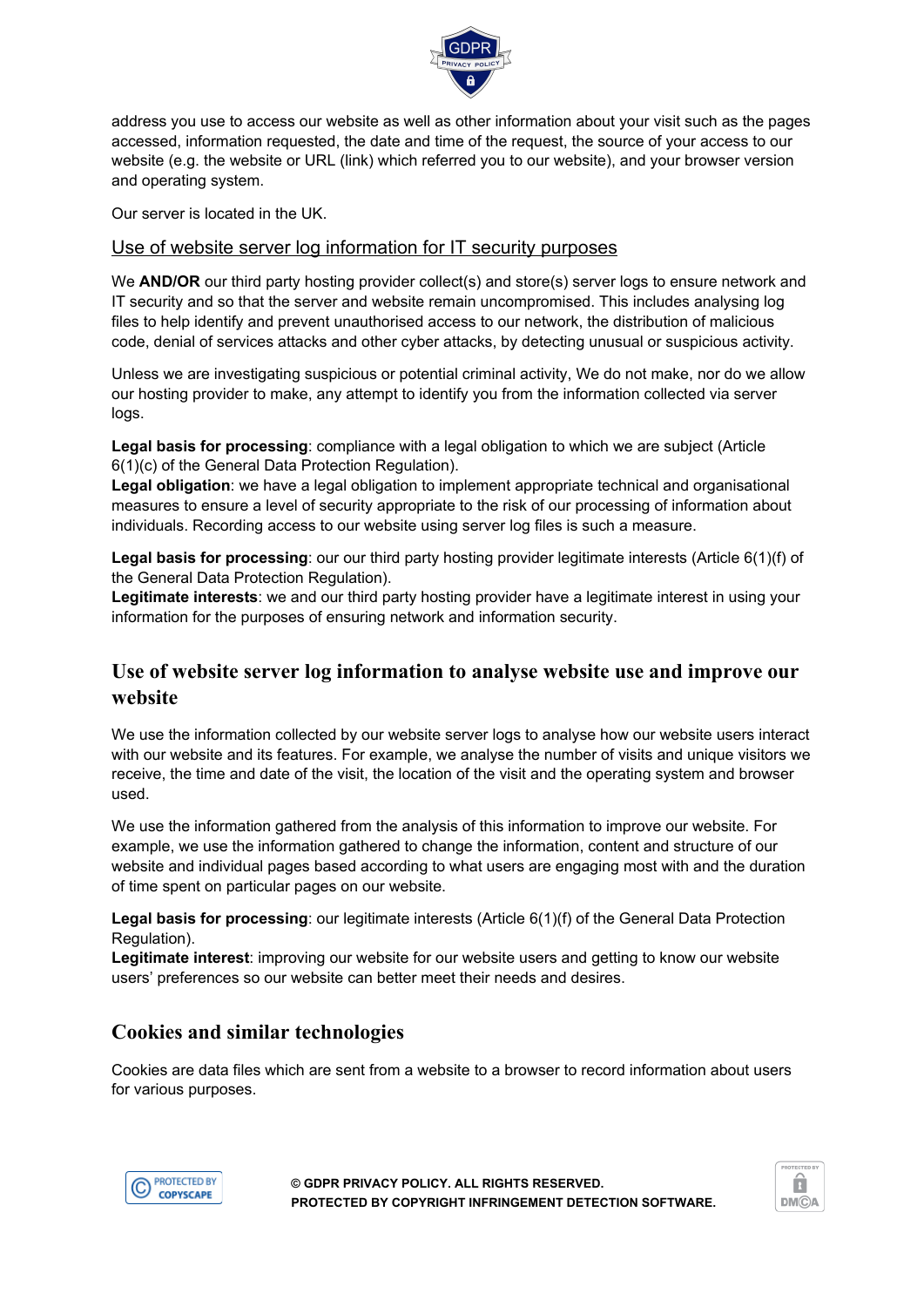address you use to access our website as well as other information about your visit such as the pages accessed, information requested, the date and time of the request, the source of your access to our website (e.g. the website or URL (link) which referred you to our website), and your browser version and operating system.

Our server is located in the UK.

### Use of website server log information for IT security purposes

We **AND/OR** our third party hosting provider collect(s) and store(s) server logs to ensure network and IT security and so that the server and website remain uncompromised. This includes analysing log files to help identify and prevent unauthorised access to our network, the distribution of malicious code, denial of services attacks and other cyber attacks, by detecting unusual or suspicious activity.

Unless we are investigating suspicious or potential criminal activity, We do not make, nor do we allow our hosting provider to make, any attempt to identify you from the information collected via server logs.

**Legal basis for processing**: compliance with a legal obligation to which we are subject (Article 6(1)(c) of the General Data Protection Regulation).
**Legal obligation**: we have a legal obligation to implement appropriate technical and organisational measures to ensure a level of security appropriate to the risk of our processing of information about individuals. Recording access to our website using server log files is such a measure.

**Legal basis for processing**: our our third party hosting provider legitimate interests (Article 6(1)(f) of the General Data Protection Regulation).
**Legitimate interests**: we and our third party hosting provider have a legitimate interest in using your information for the purposes of ensuring network and information security.

## Use of website server log information to analyse website use and improve our website

We use the information collected by our website server logs to analyse how our website users interact with our website and its features. For example, we analyse the number of visits and unique visitors we receive, the time and date of the visit, the location of the visit and the operating system and browser used.

We use the information gathered from the analysis of this information to improve our website. For example, we use the information gathered to change the information, content and structure of our website and individual pages based according to what users are engaging most with and the duration of time spent on particular pages on our website.

**Legal basis for processing**: our legitimate interests (Article 6(1)(f) of the General Data Protection Regulation).
**Legitimate interest**: improving our website for our website users and getting to know our website users' preferences so our website can better meet their needs and desires.

## Cookies and similar technologies

Cookies are data files which are sent from a website to a browser to record information about users for various purposes.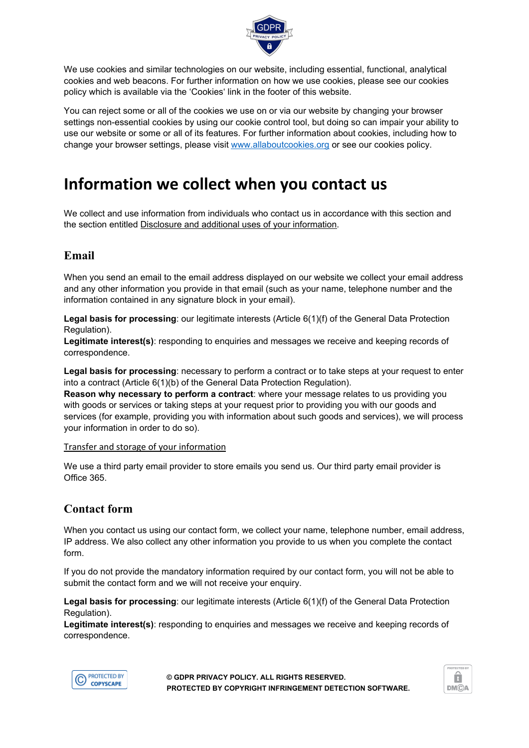We use cookies and similar technologies on our website, including essential, functional, analytical cookies and web beacons. For further information on how we use cookies, please see our cookies policy which is available via the 'Cookies' link in the footer of this website.

You can reject some or all of the cookies we use on or via our website by changing your browser settings non-essential cookies by using our cookie control tool, but doing so can impair your ability to use our website or some or all of its features. For further information about cookies, including how to change your browser settings, please visit [www.allaboutcookies.org](http://www.allaboutcookies.org) or see our cookies policy.

# Information we collect when you contact us

We collect and use information from individuals who contact us in accordance with this section and the section entitled Disclosure and additional uses of your information.

## Email

When you send an email to the email address displayed on our website we collect your email address and any other information you provide in that email (such as your name, telephone number and the information contained in any signature block in your email).

**Legal basis for processing**: our legitimate interests (Article 6(1)(f) of the General Data Protection Regulation).
**Legitimate interest(s)**: responding to enquiries and messages we receive and keeping records of correspondence.

**Legal basis for processing**: necessary to perform a contract or to take steps at your request to enter into a contract (Article 6(1)(b) of the General Data Protection Regulation).
**Reason why necessary to perform a contract**: where your message relates to us providing you with goods or services or taking steps at your request prior to providing you with our goods and services (for example, providing you with information about such goods and services), we will process your information in order to do so).

Transfer and storage of your information

We use a third party email provider to store emails you send us. Our third party email provider is Office 365.

## Contact form

When you contact us using our contact form, we collect your name, telephone number, email address, IP address. We also collect any other information you provide to us when you complete the contact form.

If you do not provide the mandatory information required by our contact form, you will not be able to submit the contact form and we will not receive your enquiry.

**Legal basis for processing**: our legitimate interests (Article 6(1)(f) of the General Data Protection Regulation).
**Legitimate interest(s)**: responding to enquiries and messages we receive and keeping records of correspondence.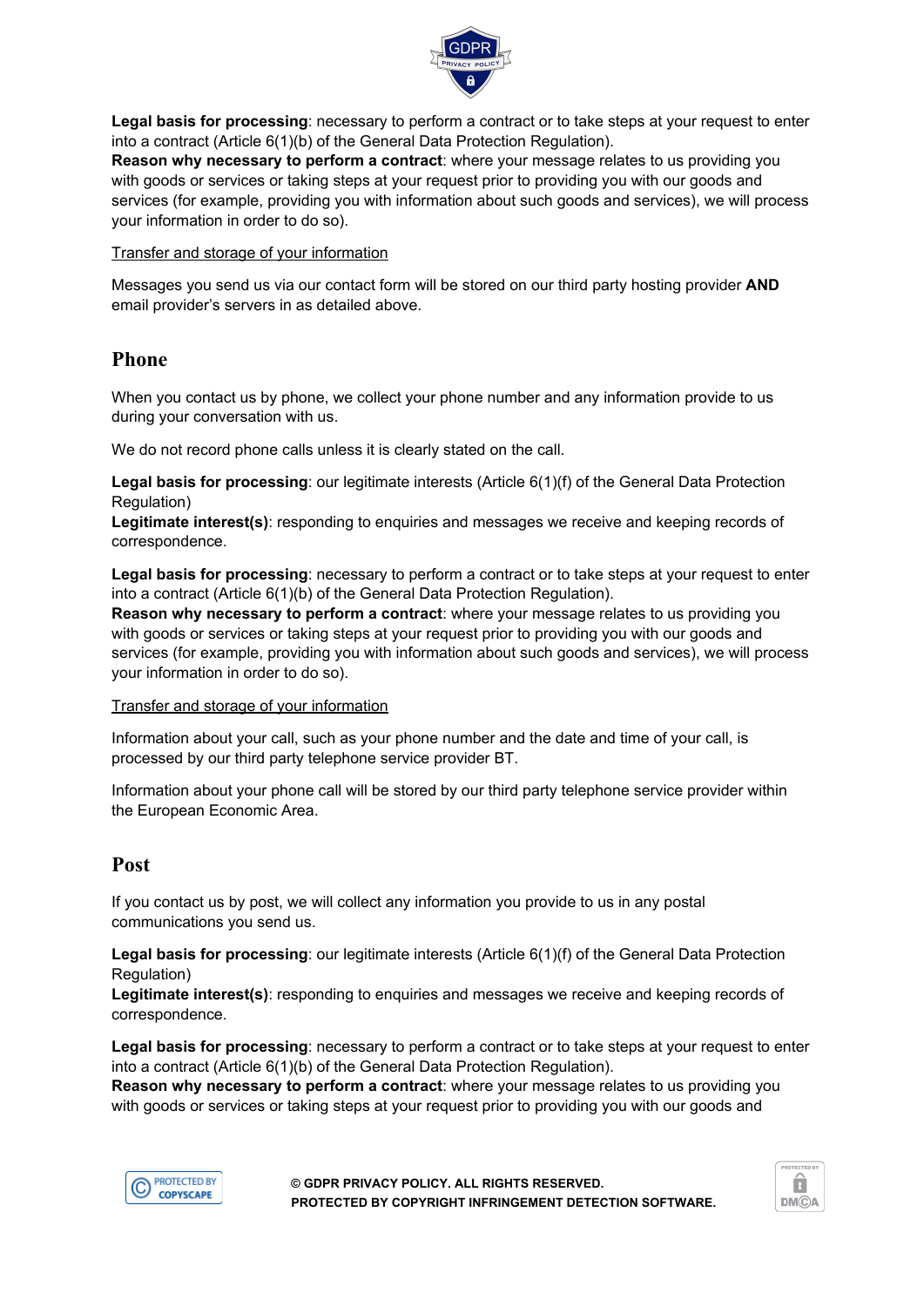**Legal basis for processing**: necessary to perform a contract or to take steps at your request to enter into a contract (Article 6(1)(b) of the General Data Protection Regulation).
**Reason why necessary to perform a contract**: where your message relates to us providing you with goods or services or taking steps at your request prior to providing you with our goods and services (for example, providing you with information about such goods and services), we will process your information in order to do so).

Transfer and storage of your information

Messages you send us via our contact form will be stored on our third party hosting provider **AND** email provider's servers in as detailed above.

## Phone

When you contact us by phone, we collect your phone number and any information provide to us during your conversation with us.

We do not record phone calls unless it is clearly stated on the call.

**Legal basis for processing**: our legitimate interests (Article 6(1)(f) of the General Data Protection Regulation)
**Legitimate interest(s)**: responding to enquiries and messages we receive and keeping records of correspondence.

**Legal basis for processing**: necessary to perform a contract or to take steps at your request to enter into a contract (Article 6(1)(b) of the General Data Protection Regulation).
**Reason why necessary to perform a contract**: where your message relates to us providing you with goods or services or taking steps at your request prior to providing you with our goods and services (for example, providing you with information about such goods and services), we will process your information in order to do so).

Transfer and storage of your information

Information about your call, such as your phone number and the date and time of your call, is processed by our third party telephone service provider BT.

Information about your phone call will be stored by our third party telephone service provider within the European Economic Area.

## Post

If you contact us by post, we will collect any information you provide to us in any postal communications you send us.

**Legal basis for processing**: our legitimate interests (Article 6(1)(f) of the General Data Protection Regulation)
**Legitimate interest(s)**: responding to enquiries and messages we receive and keeping records of correspondence.

**Legal basis for processing**: necessary to perform a contract or to take steps at your request to enter into a contract (Article 6(1)(b) of the General Data Protection Regulation).
**Reason why necessary to perform a contract**: where your message relates to us providing you with goods or services or taking steps at your request prior to providing you with our goods and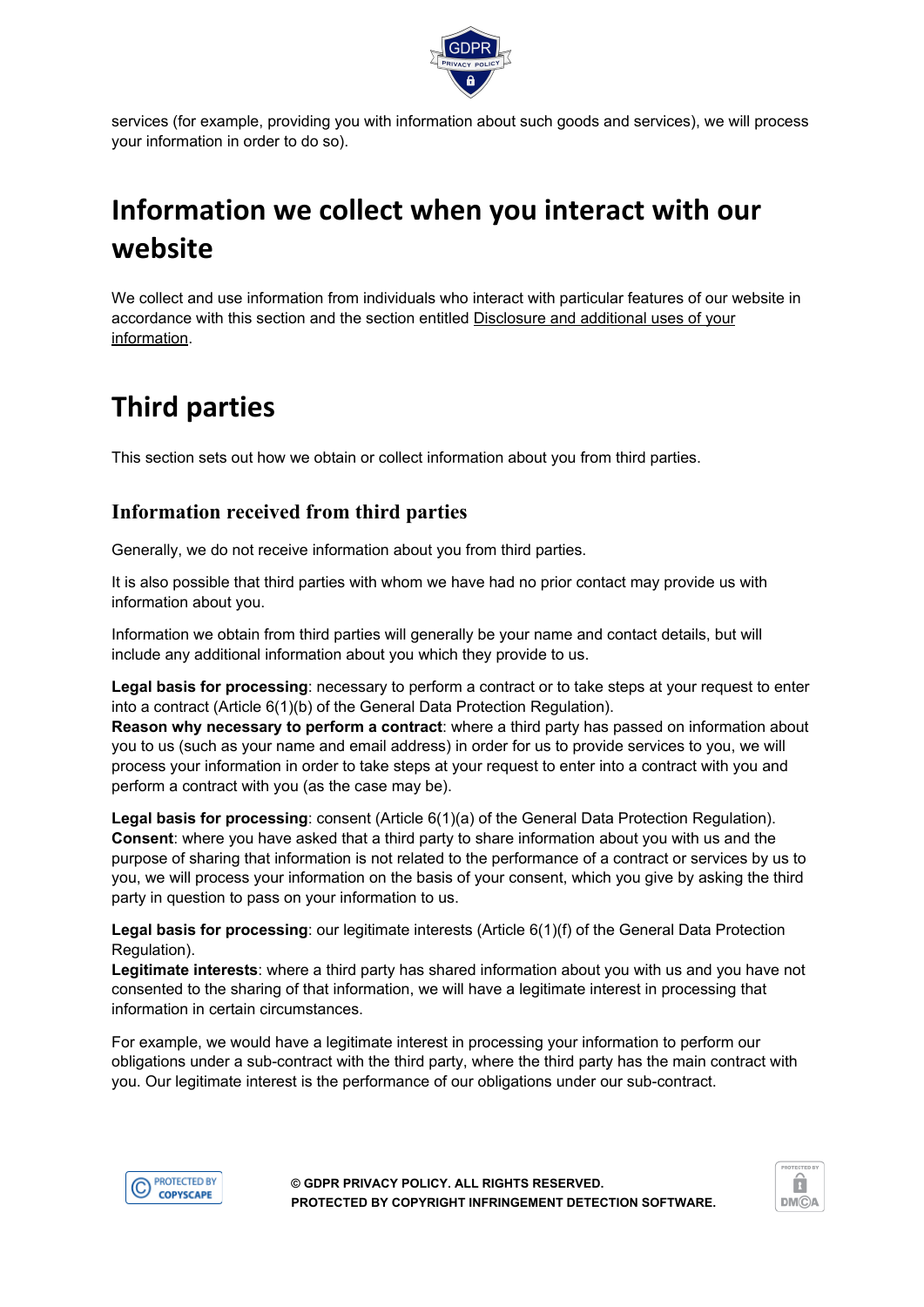services (for example, providing you with information about such goods and services), we will process your information in order to do so).

# Information we collect when you interact with our website

We collect and use information from individuals who interact with particular features of our website in accordance with this section and the section entitled Disclosure and additional uses of your information.

# Third parties

This section sets out how we obtain or collect information about you from third parties.

## Information received from third parties

Generally, we do not receive information about you from third parties.

It is also possible that third parties with whom we have had no prior contact may provide us with information about you.

Information we obtain from third parties will generally be your name and contact details, but will include any additional information about you which they provide to us.

**Legal basis for processing**: necessary to perform a contract or to take steps at your request to enter into a contract (Article 6(1)(b) of the General Data Protection Regulation).
**Reason why necessary to perform a contract**: where a third party has passed on information about you to us (such as your name and email address) in order for us to provide services to you, we will process your information in order to take steps at your request to enter into a contract with you and perform a contract with you (as the case may be).

**Legal basis for processing**: consent (Article 6(1)(a) of the General Data Protection Regulation).
**Consent**: where you have asked that a third party to share information about you with us and the purpose of sharing that information is not related to the performance of a contract or services by us to you, we will process your information on the basis of your consent, which you give by asking the third party in question to pass on your information to us.

**Legal basis for processing**: our legitimate interests (Article 6(1)(f) of the General Data Protection Regulation).
**Legitimate interests**: where a third party has shared information about you with us and you have not consented to the sharing of that information, we will have a legitimate interest in processing that information in certain circumstances.

For example, we would have a legitimate interest in processing your information to perform our obligations under a sub-contract with the third party, where the third party has the main contract with you. Our legitimate interest is the performance of our obligations under our sub-contract.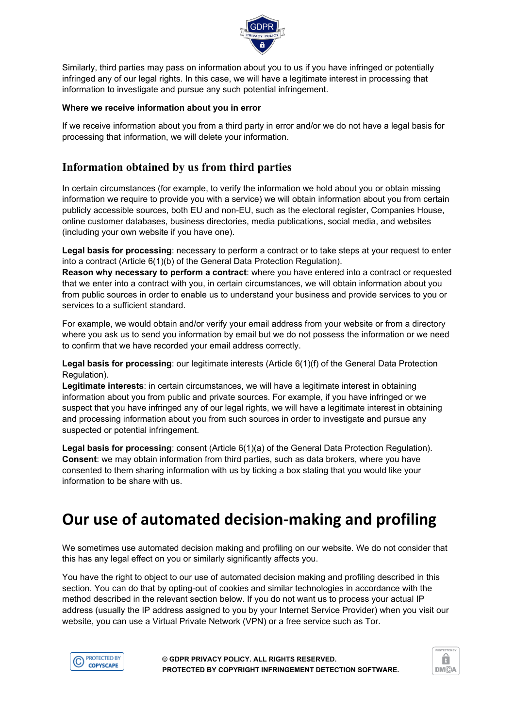Similarly, third parties may pass on information about you to us if you have infringed or potentially infringed any of our legal rights. In this case, we will have a legitimate interest in processing that information to investigate and pursue any such potential infringement.

#### Where we receive information about you in error

If we receive information about you from a third party in error and/or we do not have a legal basis for processing that information, we will delete your information.

### Information obtained by us from third parties

In certain circumstances (for example, to verify the information we hold about you or obtain missing information we require to provide you with a service) we will obtain information about you from certain publicly accessible sources, both EU and non-EU, such as the electoral register, Companies House, online customer databases, business directories, media publications, social media, and websites (including your own website if you have one).

**Legal basis for processing**: necessary to perform a contract or to take steps at your request to enter into a contract (Article 6(1)(b) of the General Data Protection Regulation).
**Reason why necessary to perform a contract**: where you have entered into a contract or requested that we enter into a contract with you, in certain circumstances, we will obtain information about you from public sources in order to enable us to understand your business and provide services to you or services to a sufficient standard.

For example, we would obtain and/or verify your email address from your website or from a directory where you ask us to send you information by email but we do not possess the information or we need to confirm that we have recorded your email address correctly.

**Legal basis for processing**: our legitimate interests (Article 6(1)(f) of the General Data Protection Regulation).
**Legitimate interests**: in certain circumstances, we will have a legitimate interest in obtaining information about you from public and private sources. For example, if you have infringed or we suspect that you have infringed any of our legal rights, we will have a legitimate interest in obtaining and processing information about you from such sources in order to investigate and pursue any suspected or potential infringement.

**Legal basis for processing**: consent (Article 6(1)(a) of the General Data Protection Regulation).
**Consent**: we may obtain information from third parties, such as data brokers, where you have consented to them sharing information with us by ticking a box stating that you would like your information to be share with us.

## Our use of automated decision-making and profiling

We sometimes use automated decision making and profiling on our website. We do not consider that this has any legal effect on you or similarly significantly affects you.

You have the right to object to our use of automated decision making and profiling described in this section. You can do that by opting-out of cookies and similar technologies in accordance with the method described in the relevant section below. If you do not want us to process your actual IP address (usually the IP address assigned to you by your Internet Service Provider) when you visit our website, you can use a Virtual Private Network (VPN) or a free service such as Tor.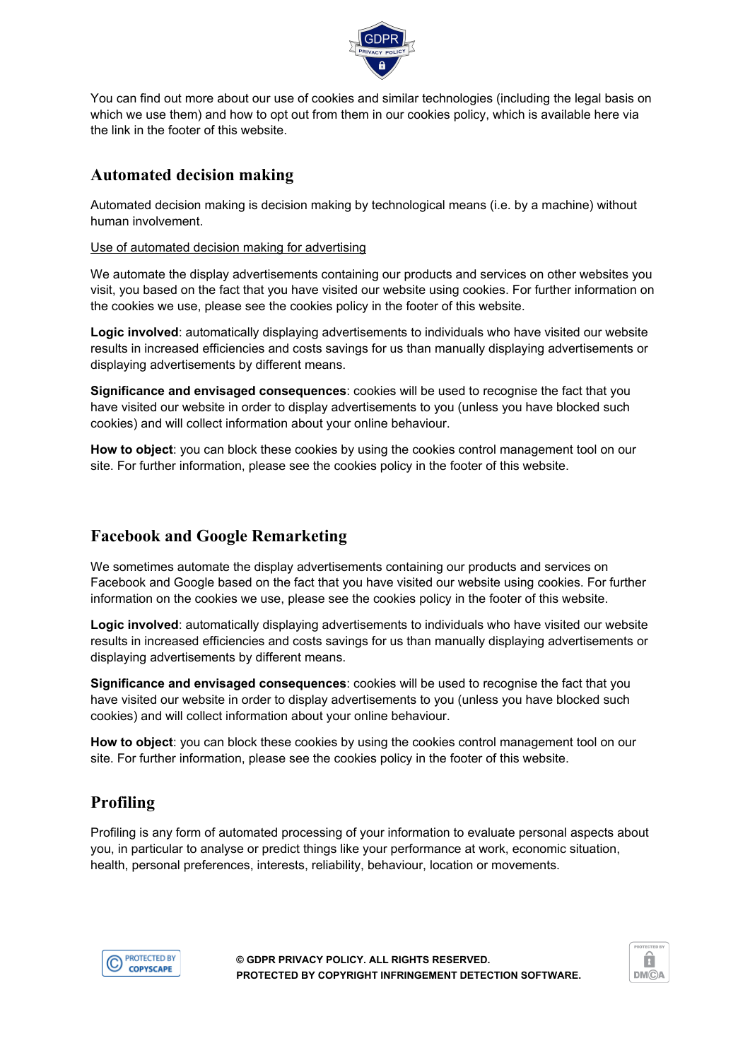You can find out more about our use of cookies and similar technologies (including the legal basis on which we use them) and how to opt out from them in our cookies policy, which is available here via the link in the footer of this website.

## Automated decision making

Automated decision making is decision making by technological means (i.e. by a machine) without human involvement.

Use of automated decision making for advertising

We automate the display advertisements containing our products and services on other websites you visit, you based on the fact that you have visited our website using cookies. For further information on the cookies we use, please see the cookies policy in the footer of this website.

**Logic involved**: automatically displaying advertisements to individuals who have visited our website results in increased efficiencies and costs savings for us than manually displaying advertisements or displaying advertisements by different means.

**Significance and envisaged consequences**: cookies will be used to recognise the fact that you have visited our website in order to display advertisements to you (unless you have blocked such cookies) and will collect information about your online behaviour.

**How to object**: you can block these cookies by using the cookies control management tool on our site. For further information, please see the cookies policy in the footer of this website.

## Facebook and Google Remarketing

We sometimes automate the display advertisements containing our products and services on Facebook and Google based on the fact that you have visited our website using cookies. For further information on the cookies we use, please see the cookies policy in the footer of this website.

**Logic involved**: automatically displaying advertisements to individuals who have visited our website results in increased efficiencies and costs savings for us than manually displaying advertisements or displaying advertisements by different means.

**Significance and envisaged consequences**: cookies will be used to recognise the fact that you have visited our website in order to display advertisements to you (unless you have blocked such cookies) and will collect information about your online behaviour.

**How to object**: you can block these cookies by using the cookies control management tool on our site. For further information, please see the cookies policy in the footer of this website.

## Profiling

Profiling is any form of automated processing of your information to evaluate personal aspects about you, in particular to analyse or predict things like your performance at work, economic situation, health, personal preferences, interests, reliability, behaviour, location or movements.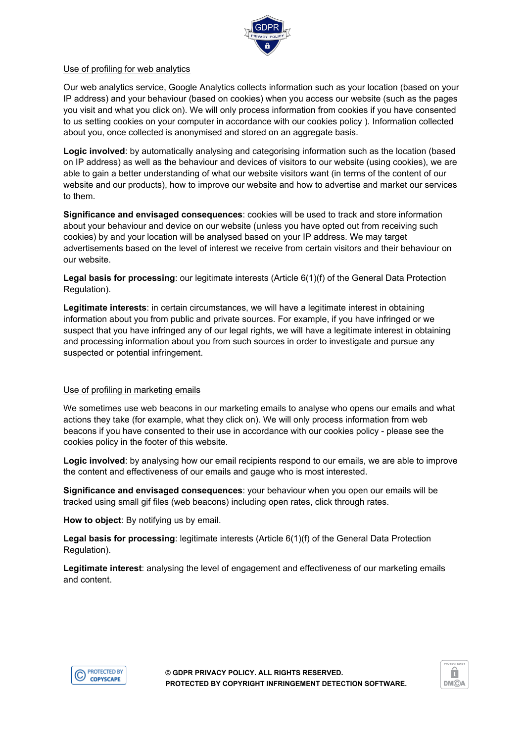Use of profiling for web analytics

Our web analytics service, Google Analytics collects information such as your location (based on your IP address) and your behaviour (based on cookies) when you access our website (such as the pages you visit and what you click on). We will only process information from cookies if you have consented to us setting cookies on your computer in accordance with our cookies policy ). Information collected about you, once collected is anonymised and stored on an aggregate basis.

**Logic involved**: by automatically analysing and categorising information such as the location (based on IP address) as well as the behaviour and devices of visitors to our website (using cookies), we are able to gain a better understanding of what our website visitors want (in terms of the content of our website and our products), how to improve our website and how to advertise and market our services to them.

**Significance and envisaged consequences**: cookies will be used to track and store information about your behaviour and device on our website (unless you have opted out from receiving such cookies) by and your location will be analysed based on your IP address. We may target advertisements based on the level of interest we receive from certain visitors and their behaviour on our website.

**Legal basis for processing**: our legitimate interests (Article 6(1)(f) of the General Data Protection Regulation).

**Legitimate interests**: in certain circumstances, we will have a legitimate interest in obtaining information about you from public and private sources. For example, if you have infringed or we suspect that you have infringed any of our legal rights, we will have a legitimate interest in obtaining and processing information about you from such sources in order to investigate and pursue any suspected or potential infringement.

Use of profiling in marketing emails

We sometimes use web beacons in our marketing emails to analyse who opens our emails and what actions they take (for example, what they click on). We will only process information from web beacons if you have consented to their use in accordance with our cookies policy - please see the cookies policy in the footer of this website.

**Logic involved**: by analysing how our email recipients respond to our emails, we are able to improve the content and effectiveness of our emails and gauge who is most interested.

**Significance and envisaged consequences**: your behaviour when you open our emails will be tracked using small gif files (web beacons) including open rates, click through rates.

**How to object**: By notifying us by email.

**Legal basis for processing**: legitimate interests (Article 6(1)(f) of the General Data Protection Regulation).

**Legitimate interest**: analysing the level of engagement and effectiveness of our marketing emails and content.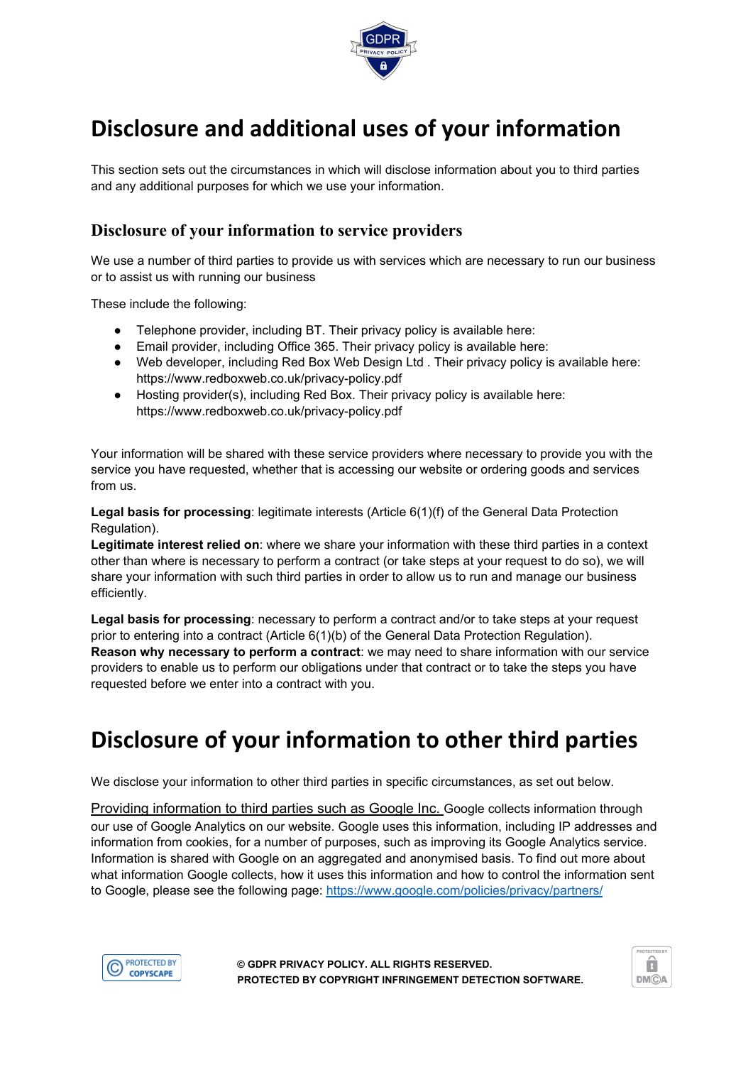# Disclosure and additional uses of your information

This section sets out the circumstances in which will disclose information about you to third parties and any additional purposes for which we use your information.

## Disclosure of your information to service providers

We use a number of third parties to provide us with services which are necessary to run our business or to assist us with running our business

These include the following:

- Telephone provider, including BT. Their privacy policy is available here:
- Email provider, including Office 365. Their privacy policy is available here:
- Web developer, including Red Box Web Design Ltd . Their privacy policy is available here: https://www.redboxweb.co.uk/privacy-policy.pdf
- Hosting provider(s), including Red Box. Their privacy policy is available here: https://www.redboxweb.co.uk/privacy-policy.pdf

Your information will be shared with these service providers where necessary to provide you with the service you have requested, whether that is accessing our website or ordering goods and services from us.

**Legal basis for processing**: legitimate interests (Article 6(1)(f) of the General Data Protection Regulation).
**Legitimate interest relied on**: where we share your information with these third parties in a context other than where is necessary to perform a contract (or take steps at your request to do so), we will share your information with such third parties in order to allow us to run and manage our business efficiently.

**Legal basis for processing**: necessary to perform a contract and/or to take steps at your request prior to entering into a contract (Article 6(1)(b) of the General Data Protection Regulation).
**Reason why necessary to perform a contract**: we may need to share information with our service providers to enable us to perform our obligations under that contract or to take the steps you have requested before we enter into a contract with you.

# Disclosure of your information to other third parties

We disclose your information to other third parties in specific circumstances, as set out below.

Providing information to third parties such as Google Inc. Google collects information through our use of Google Analytics on our website. Google uses this information, including IP addresses and information from cookies, for a number of purposes, such as improving its Google Analytics service. Information is shared with Google on an aggregated and anonymised basis. To find out more about what information Google collects, how it uses this information and how to control the information sent to Google, please see the following page: https://www.google.com/policies/privacy/partners/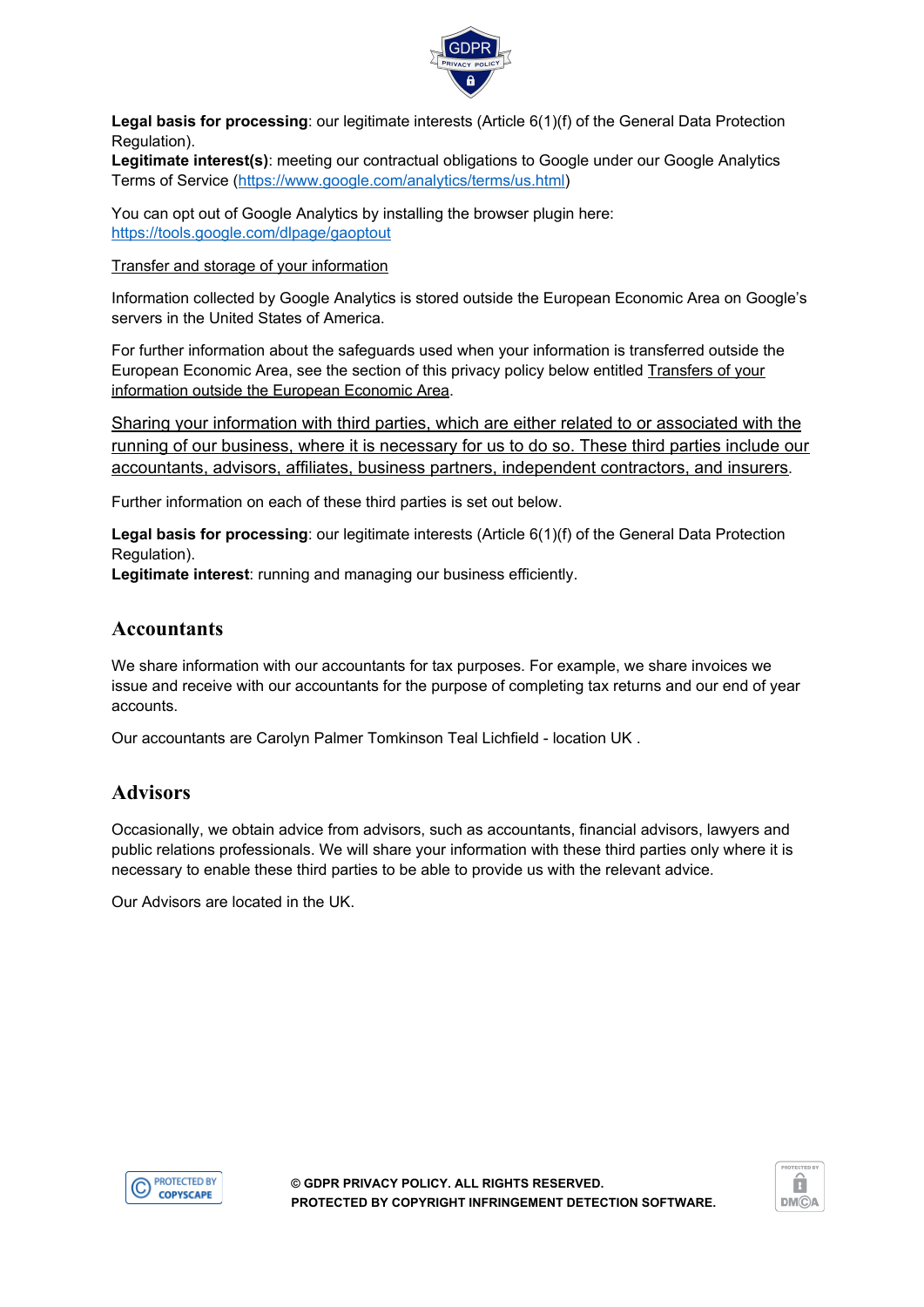**Legal basis for processing**: our legitimate interests (Article 6(1)(f) of the General Data Protection Regulation).
**Legitimate interest(s)**: meeting our contractual obligations to Google under our Google Analytics Terms of Service (https://www.google.com/analytics/terms/us.html)

You can opt out of Google Analytics by installing the browser plugin here: https://tools.google.com/dlpage/gaoptout

Transfer and storage of your information

Information collected by Google Analytics is stored outside the European Economic Area on Google's servers in the United States of America.

For further information about the safeguards used when your information is transferred outside the European Economic Area, see the section of this privacy policy below entitled Transfers of your information outside the European Economic Area.

Sharing your information with third parties, which are either related to or associated with the running of our business, where it is necessary for us to do so. These third parties include our accountants, advisors, affiliates, business partners, independent contractors, and insurers.

Further information on each of these third parties is set out below.

**Legal basis for processing**: our legitimate interests (Article 6(1)(f) of the General Data Protection Regulation).
**Legitimate interest**: running and managing our business efficiently.

## Accountants

We share information with our accountants for tax purposes. For example, we share invoices we issue and receive with our accountants for the purpose of completing tax returns and our end of year accounts.

Our accountants are Carolyn Palmer Tomkinson Teal Lichfield - location UK .

## Advisors

Occasionally, we obtain advice from advisors, such as accountants, financial advisors, lawyers and public relations professionals. We will share your information with these third parties only where it is necessary to enable these third parties to be able to provide us with the relevant advice.

Our Advisors are located in the UK.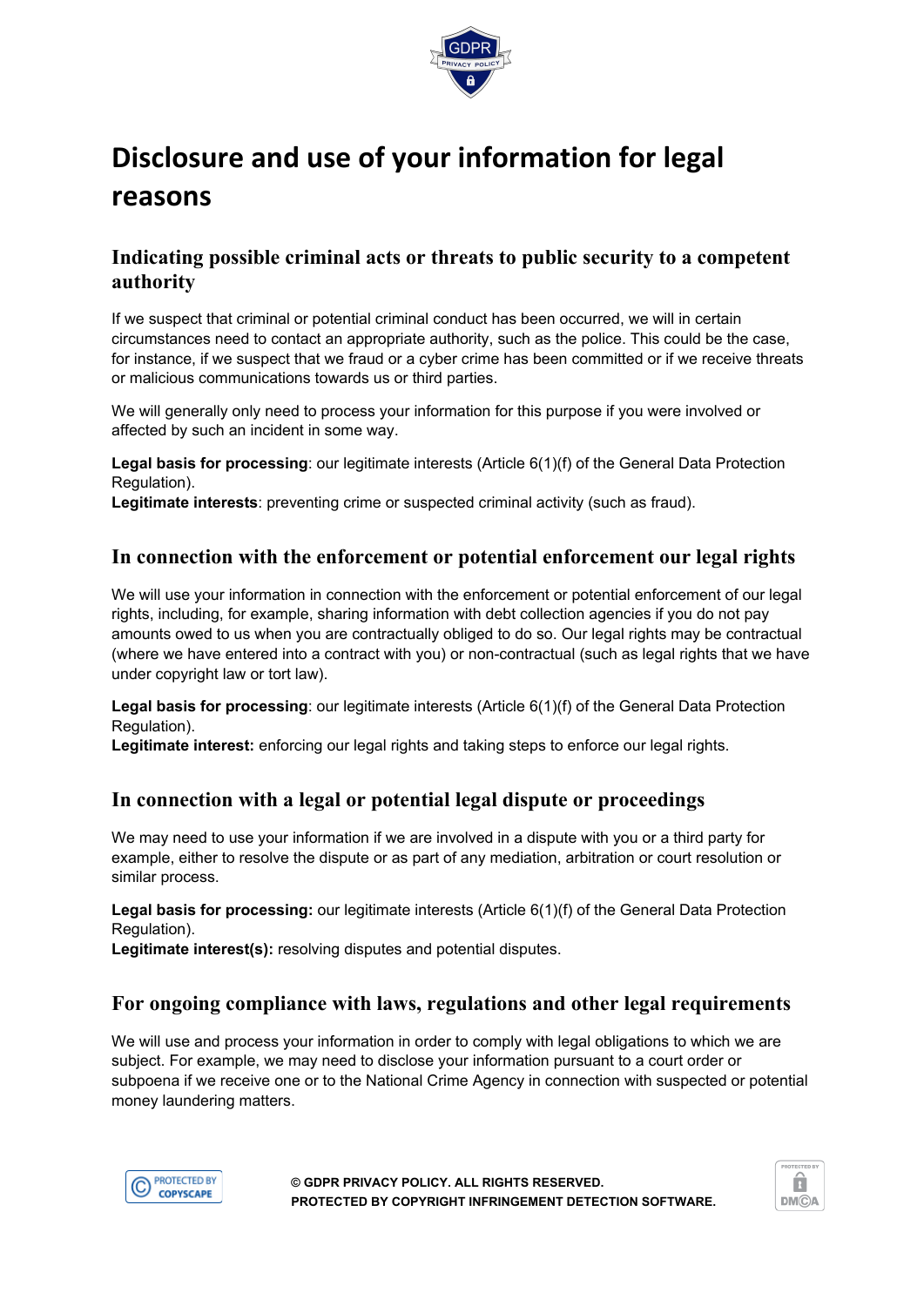# Disclosure and use of your information for legal reasons

## Indicating possible criminal acts or threats to public security to a competent authority

If we suspect that criminal or potential criminal conduct has been occurred, we will in certain circumstances need to contact an appropriate authority, such as the police. This could be the case, for instance, if we suspect that we fraud or a cyber crime has been committed or if we receive threats or malicious communications towards us or third parties.

We will generally only need to process your information for this purpose if you were involved or affected by such an incident in some way.

**Legal basis for processing**: our legitimate interests (Article 6(1)(f) of the General Data Protection Regulation).
**Legitimate interests**: preventing crime or suspected criminal activity (such as fraud).

## In connection with the enforcement or potential enforcement our legal rights

We will use your information in connection with the enforcement or potential enforcement of our legal rights, including, for example, sharing information with debt collection agencies if you do not pay amounts owed to us when you are contractually obliged to do so. Our legal rights may be contractual (where we have entered into a contract with you) or non-contractual (such as legal rights that we have under copyright law or tort law).

**Legal basis for processing**: our legitimate interests (Article 6(1)(f) of the General Data Protection Regulation).
**Legitimate interest:** enforcing our legal rights and taking steps to enforce our legal rights.

## In connection with a legal or potential legal dispute or proceedings

We may need to use your information if we are involved in a dispute with you or a third party for example, either to resolve the dispute or as part of any mediation, arbitration or court resolution or similar process.

**Legal basis for processing:** our legitimate interests (Article 6(1)(f) of the General Data Protection Regulation).
**Legitimate interest(s):** resolving disputes and potential disputes.

## For ongoing compliance with laws, regulations and other legal requirements

We will use and process your information in order to comply with legal obligations to which we are subject. For example, we may need to disclose your information pursuant to a court order or subpoena if we receive one or to the National Crime Agency in connection with suspected or potential money laundering matters.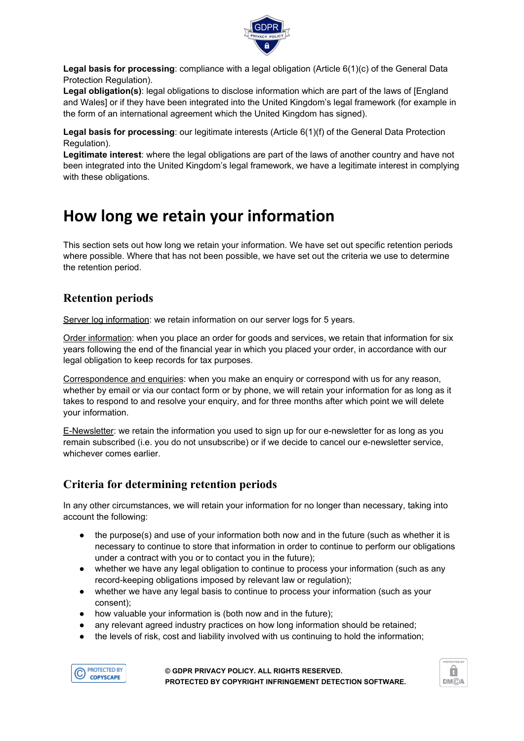**Legal basis for processing**: compliance with a legal obligation (Article 6(1)(c) of the General Data Protection Regulation).
**Legal obligation(s)**: legal obligations to disclose information which are part of the laws of [England and Wales] or if they have been integrated into the United Kingdom's legal framework (for example in the form of an international agreement which the United Kingdom has signed).

**Legal basis for processing**: our legitimate interests (Article 6(1)(f) of the General Data Protection Regulation).
**Legitimate interest**: where the legal obligations are part of the laws of another country and have not been integrated into the United Kingdom's legal framework, we have a legitimate interest in complying with these obligations.

# How long we retain your information

This section sets out how long we retain your information. We have set out specific retention periods where possible. Where that has not been possible, we have set out the criteria we use to determine the retention period.

## Retention periods

Server log information: we retain information on our server logs for 5 years.

Order information: when you place an order for goods and services, we retain that information for six years following the end of the financial year in which you placed your order, in accordance with our legal obligation to keep records for tax purposes.

Correspondence and enquiries: when you make an enquiry or correspond with us for any reason, whether by email or via our contact form or by phone, we will retain your information for as long as it takes to respond to and resolve your enquiry, and for three months after which point we will delete your information.

E-Newsletter: we retain the information you used to sign up for our e-newsletter for as long as you remain subscribed (i.e. you do not unsubscribe) or if we decide to cancel our e-newsletter service, whichever comes earlier.

## Criteria for determining retention periods

In any other circumstances, we will retain your information for no longer than necessary, taking into account the following:

- the purpose(s) and use of your information both now and in the future (such as whether it is necessary to continue to store that information in order to continue to perform our obligations under a contract with you or to contact you in the future);
- whether we have any legal obligation to continue to process your information (such as any record-keeping obligations imposed by relevant law or regulation);
- whether we have any legal basis to continue to process your information (such as your consent);
- how valuable your information is (both now and in the future);
- any relevant agreed industry practices on how long information should be retained;
- the levels of risk, cost and liability involved with us continuing to hold the information;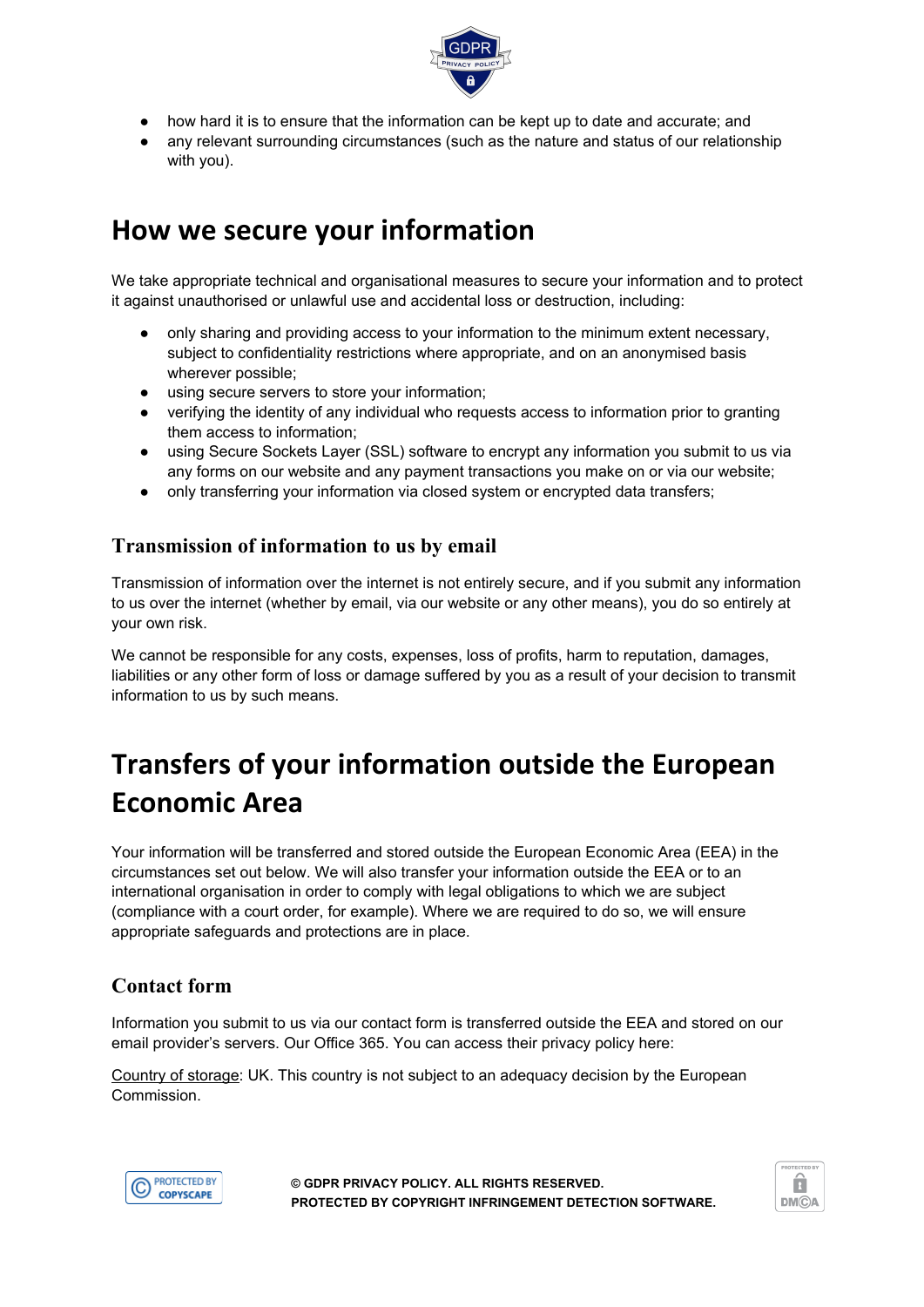- how hard it is to ensure that the information can be kept up to date and accurate; and
- any relevant surrounding circumstances (such as the nature and status of our relationship with you).

# How we secure your information

We take appropriate technical and organisational measures to secure your information and to protect it against unauthorised or unlawful use and accidental loss or destruction, including:

- only sharing and providing access to your information to the minimum extent necessary, subject to confidentiality restrictions where appropriate, and on an anonymised basis wherever possible;
- using secure servers to store your information;
- verifying the identity of any individual who requests access to information prior to granting them access to information;
- using Secure Sockets Layer (SSL) software to encrypt any information you submit to us via any forms on our website and any payment transactions you make on or via our website;
- only transferring your information via closed system or encrypted data transfers;

## Transmission of information to us by email

Transmission of information over the internet is not entirely secure, and if you submit any information to us over the internet (whether by email, via our website or any other means), you do so entirely at your own risk.

We cannot be responsible for any costs, expenses, loss of profits, harm to reputation, damages, liabilities or any other form of loss or damage suffered by you as a result of your decision to transmit information to us by such means.

# Transfers of your information outside the European Economic Area

Your information will be transferred and stored outside the European Economic Area (EEA) in the circumstances set out below. We will also transfer your information outside the EEA or to an international organisation in order to comply with legal obligations to which we are subject (compliance with a court order, for example). Where we are required to do so, we will ensure appropriate safeguards and protections are in place.

## Contact form

Information you submit to us via our contact form is transferred outside the EEA and stored on our email provider's servers. Our Office 365. You can access their privacy policy here:

Country of storage: UK. This country is not subject to an adequacy decision by the European Commission.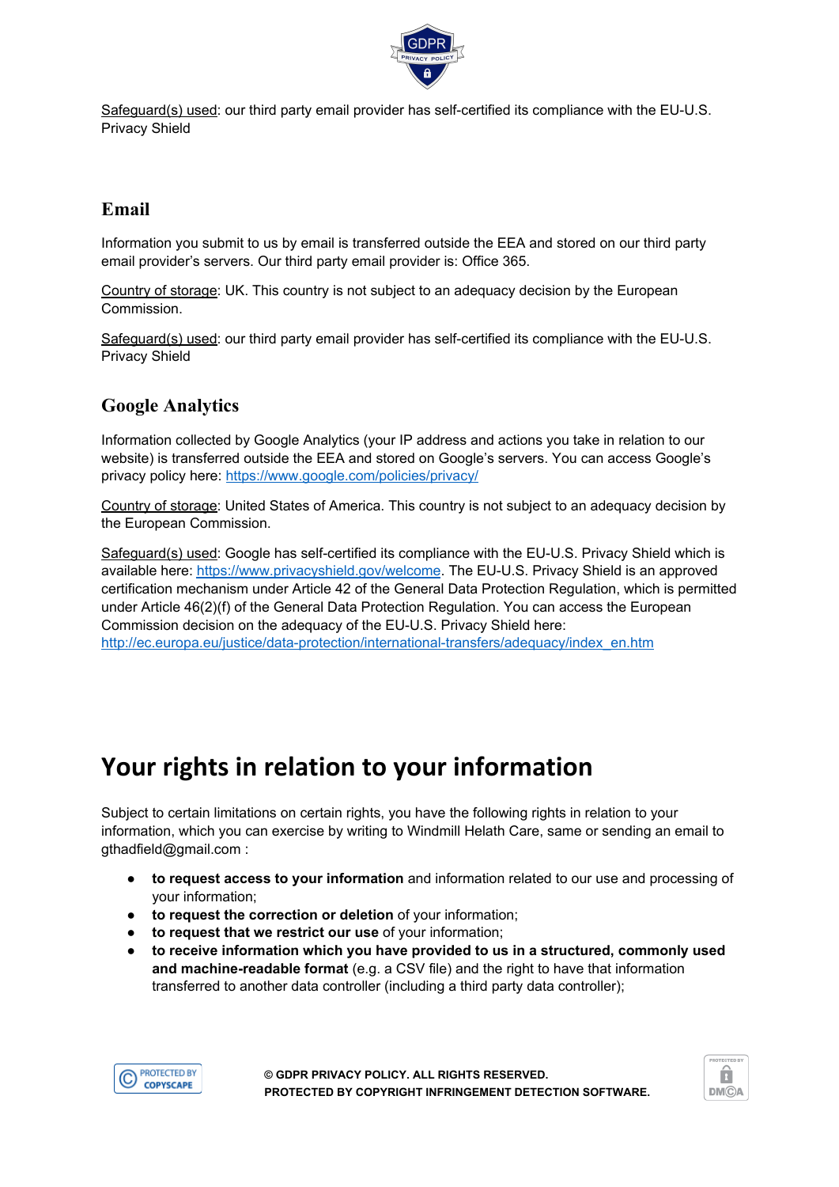Safeguard(s) used: our third party email provider has self-certified its compliance with the EU-U.S. Privacy Shield

### Email

Information you submit to us by email is transferred outside the EEA and stored on our third party email provider's servers. Our third party email provider is: Office 365.

Country of storage: UK. This country is not subject to an adequacy decision by the European Commission.

Safeguard(s) used: our third party email provider has self-certified its compliance with the EU-U.S. Privacy Shield

### Google Analytics

Information collected by Google Analytics (your IP address and actions you take in relation to our website) is transferred outside the EEA and stored on Google's servers. You can access Google's privacy policy here: https://www.google.com/policies/privacy/

Country of storage: United States of America. This country is not subject to an adequacy decision by the European Commission.

Safeguard(s) used: Google has self-certified its compliance with the EU-U.S. Privacy Shield which is available here: https://www.privacyshield.gov/welcome. The EU-U.S. Privacy Shield is an approved certification mechanism under Article 42 of the General Data Protection Regulation, which is permitted under Article 46(2)(f) of the General Data Protection Regulation. You can access the European Commission decision on the adequacy of the EU-U.S. Privacy Shield here: http://ec.europa.eu/justice/data-protection/international-transfers/adequacy/index_en.htm

## Your rights in relation to your information

Subject to certain limitations on certain rights, you have the following rights in relation to your information, which you can exercise by writing to Windmill Helath Care, same or sending an email to gthadfield@gmail.com :

- **to request access to your information** and information related to our use and processing of your information;
- **to request the correction or deletion** of your information;
- **to request that we restrict our use** of your information;
- **to receive information which you have provided to us in a structured, commonly used and machine-readable format** (e.g. a CSV file) and the right to have that information transferred to another data controller (including a third party data controller);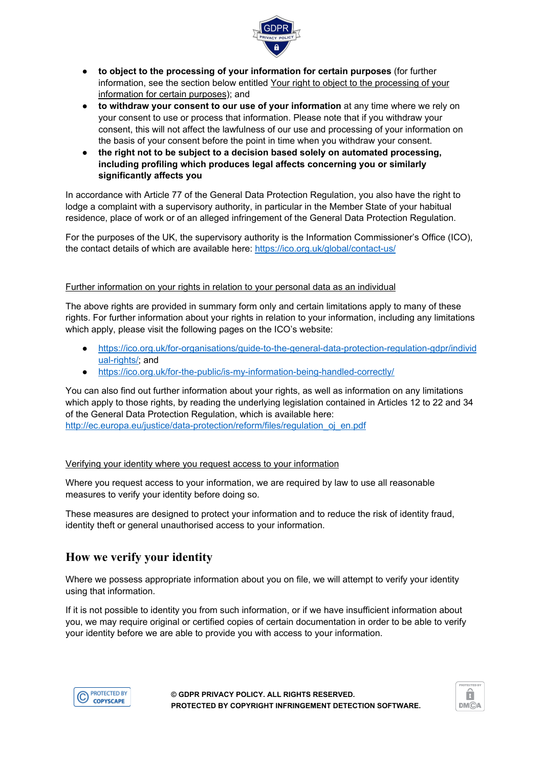- **to object to the processing of your information for certain purposes** (for further information, see the section below entitled Your right to object to the processing of your information for certain purposes); and
- **to withdraw your consent to our use of your information** at any time where we rely on your consent to use or process that information. Please note that if you withdraw your consent, this will not affect the lawfulness of our use and processing of your information on the basis of your consent before the point in time when you withdraw your consent.
- **the right not to be subject to a decision based solely on automated processing, including profiling which produces legal affects concerning you or similarly significantly affects you**

In accordance with Article 77 of the General Data Protection Regulation, you also have the right to lodge a complaint with a supervisory authority, in particular in the Member State of your habitual residence, place of work or of an alleged infringement of the General Data Protection Regulation.

For the purposes of the UK, the supervisory authority is the Information Commissioner's Office (ICO), the contact details of which are available here: https://ico.org.uk/global/contact-us/

Further information on your rights in relation to your personal data as an individual

The above rights are provided in summary form only and certain limitations apply to many of these rights. For further information about your rights in relation to your information, including any limitations which apply, please visit the following pages on the ICO's website:

- https://ico.org.uk/for-organisations/guide-to-the-general-data-protection-regulation-gdpr/individual-rights/; and
- https://ico.org.uk/for-the-public/is-my-information-being-handled-correctly/

You can also find out further information about your rights, as well as information on any limitations which apply to those rights, by reading the underlying legislation contained in Articles 12 to 22 and 34 of the General Data Protection Regulation, which is available here: http://ec.europa.eu/justice/data-protection/reform/files/regulation_oj_en.pdf

Verifying your identity where you request access to your information

Where you request access to your information, we are required by law to use all reasonable measures to verify your identity before doing so.

These measures are designed to protect your information and to reduce the risk of identity fraud, identity theft or general unauthorised access to your information.

## How we verify your identity

Where we possess appropriate information about you on file, we will attempt to verify your identity using that information.

If it is not possible to identity you from such information, or if we have insufficient information about you, we may require original or certified copies of certain documentation in order to be able to verify your identity before we are able to provide you with access to your information.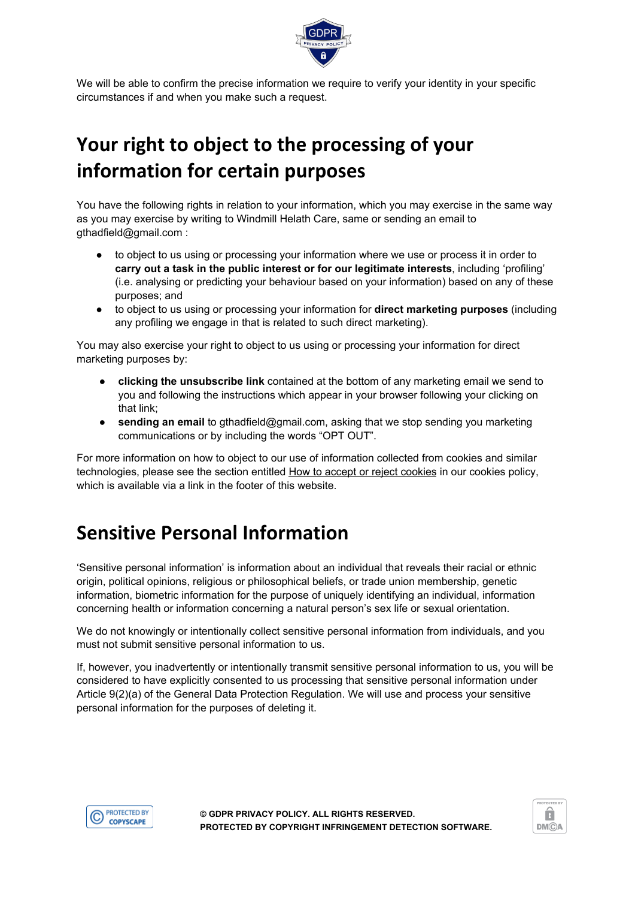We will be able to confirm the precise information we require to verify your identity in your specific circumstances if and when you make such a request.

# Your right to object to the processing of your information for certain purposes

You have the following rights in relation to your information, which you may exercise in the same way as you may exercise by writing to Windmill Helath Care, same or sending an email to gthadfield@gmail.com :

- to object to us using or processing your information where we use or process it in order to **carry out a task in the public interest or for our legitimate interests**, including 'profiling' (i.e. analysing or predicting your behaviour based on your information) based on any of these purposes; and
- to object to us using or processing your information for **direct marketing purposes** (including any profiling we engage in that is related to such direct marketing).

You may also exercise your right to object to us using or processing your information for direct marketing purposes by:

- **clicking the unsubscribe link** contained at the bottom of any marketing email we send to you and following the instructions which appear in your browser following your clicking on that link;
- **sending an email** to gthadfield@gmail.com, asking that we stop sending you marketing communications or by including the words "OPT OUT".

For more information on how to object to our use of information collected from cookies and similar technologies, please see the section entitled How to accept or reject cookies in our cookies policy, which is available via a link in the footer of this website.

# Sensitive Personal Information

'Sensitive personal information' is information about an individual that reveals their racial or ethnic origin, political opinions, religious or philosophical beliefs, or trade union membership, genetic information, biometric information for the purpose of uniquely identifying an individual, information concerning health or information concerning a natural person's sex life or sexual orientation.

We do not knowingly or intentionally collect sensitive personal information from individuals, and you must not submit sensitive personal information to us.

If, however, you inadvertently or intentionally transmit sensitive personal information to us, you will be considered to have explicitly consented to us processing that sensitive personal information under Article 9(2)(a) of the General Data Protection Regulation. We will use and process your sensitive personal information for the purposes of deleting it.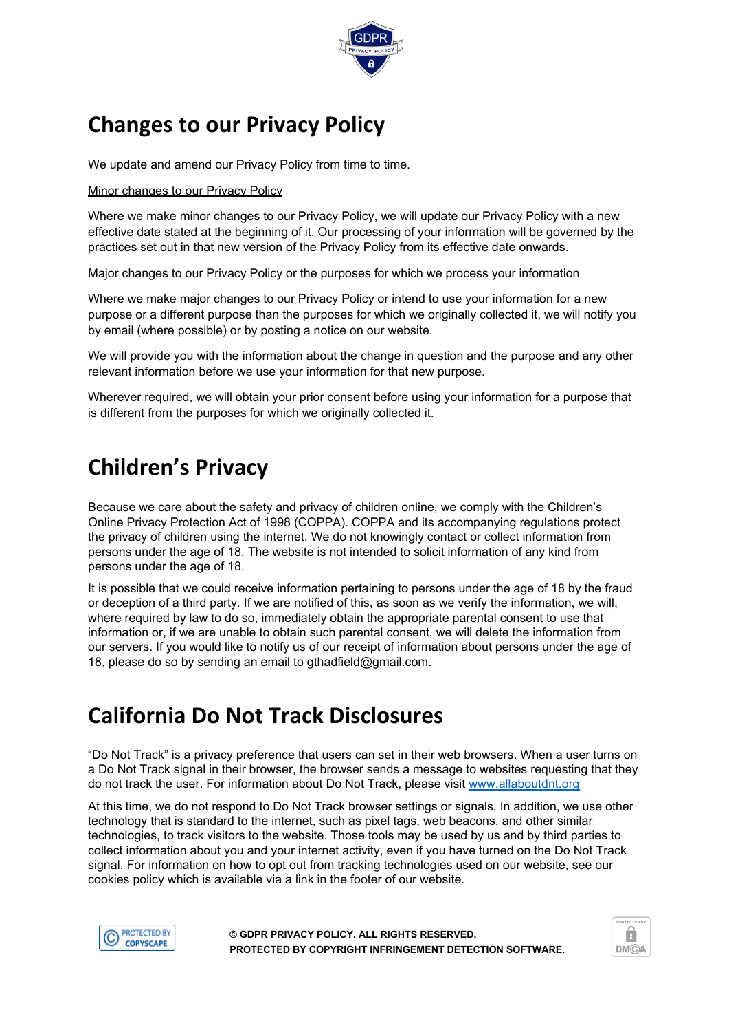# Changes to our Privacy Policy

We update and amend our Privacy Policy from time to time.

Minor changes to our Privacy Policy

Where we make minor changes to our Privacy Policy, we will update our Privacy Policy with a new effective date stated at the beginning of it. Our processing of your information will be governed by the practices set out in that new version of the Privacy Policy from its effective date onwards.

Major changes to our Privacy Policy or the purposes for which we process your information

Where we make major changes to our Privacy Policy or intend to use your information for a new purpose or a different purpose than the purposes for which we originally collected it, we will notify you by email (where possible) or by posting a notice on our website.

We will provide you with the information about the change in question and the purpose and any other relevant information before we use your information for that new purpose.

Wherever required, we will obtain your prior consent before using your information for a purpose that is different from the purposes for which we originally collected it.

# Children's Privacy

Because we care about the safety and privacy of children online, we comply with the Children's Online Privacy Protection Act of 1998 (COPPA). COPPA and its accompanying regulations protect the privacy of children using the internet. We do not knowingly contact or collect information from persons under the age of 18. The website is not intended to solicit information of any kind from persons under the age of 18.

It is possible that we could receive information pertaining to persons under the age of 18 by the fraud or deception of a third party. If we are notified of this, as soon as we verify the information, we will, where required by law to do so, immediately obtain the appropriate parental consent to use that information or, if we are unable to obtain such parental consent, we will delete the information from our servers. If you would like to notify us of our receipt of information about persons under the age of 18, please do so by sending an email to gthadfield@gmail.com.

# California Do Not Track Disclosures

"Do Not Track" is a privacy preference that users can set in their web browsers. When a user turns on a Do Not Track signal in their browser, the browser sends a message to websites requesting that they do not track the user. For information about Do Not Track, please visit www.allaboutdnt.org

At this time, we do not respond to Do Not Track browser settings or signals. In addition, we use other technology that is standard to the internet, such as pixel tags, web beacons, and other similar technologies, to track visitors to the website. Those tools may be used by us and by third parties to collect information about you and your internet activity, even if you have turned on the Do Not Track signal. For information on how to opt out from tracking technologies used on our website, see our cookies policy which is available via a link in the footer of our website.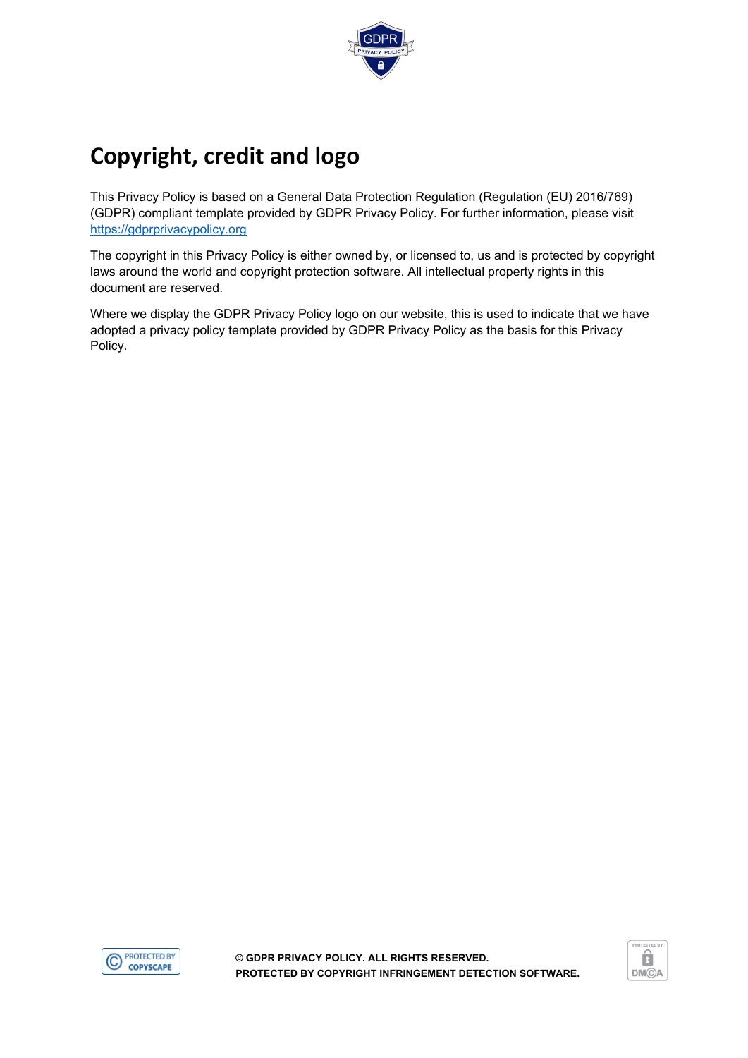# Copyright, credit and logo

This Privacy Policy is based on a General Data Protection Regulation (Regulation (EU) 2016/769) (GDPR) compliant template provided by GDPR Privacy Policy. For further information, please visit https://gdprprivacypolicy.org

The copyright in this Privacy Policy is either owned by, or licensed to, us and is protected by copyright laws around the world and copyright protection software. All intellectual property rights in this document are reserved.

Where we display the GDPR Privacy Policy logo on our website, this is used to indicate that we have adopted a privacy policy template provided by GDPR Privacy Policy as the basis for this Privacy Policy.